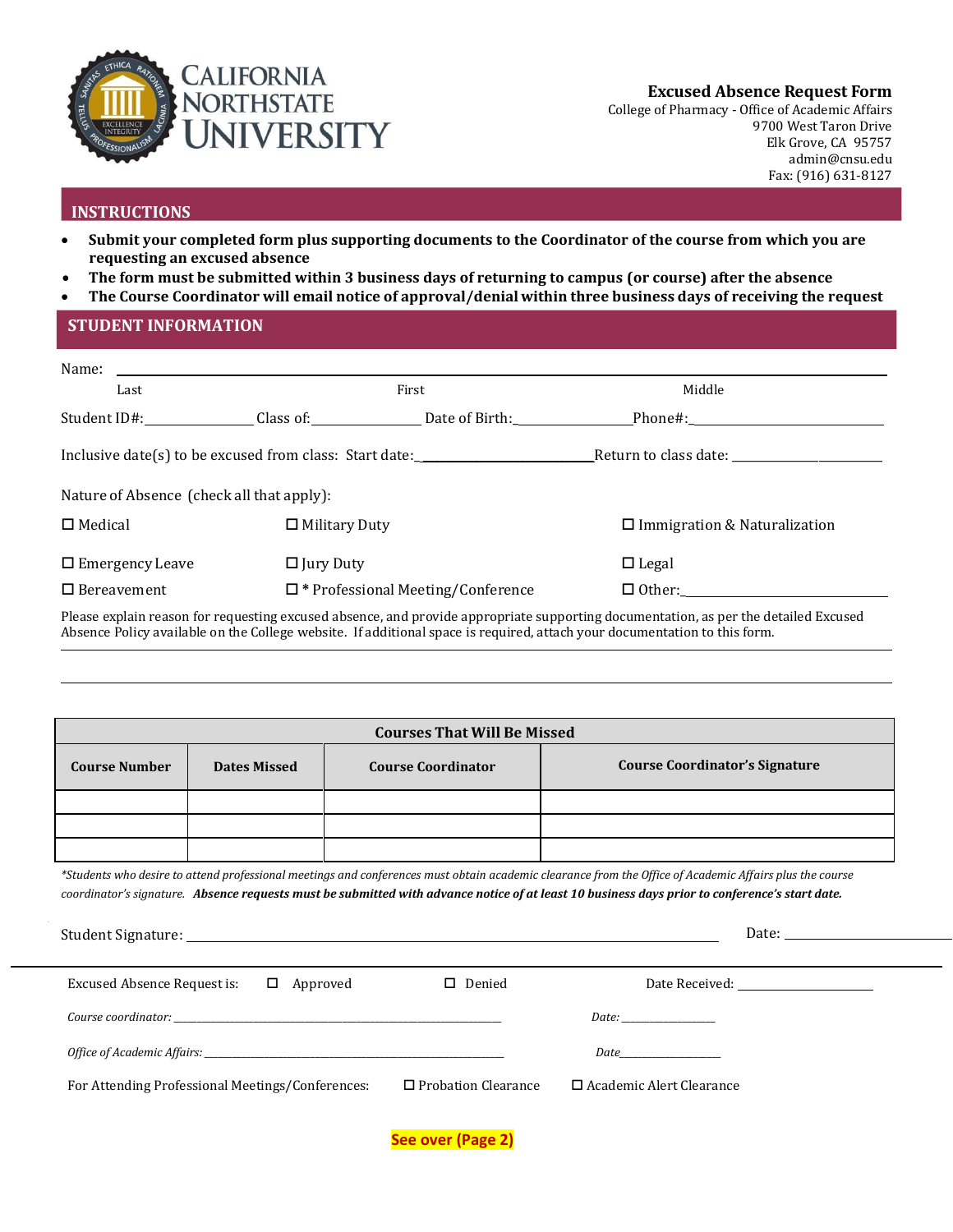CALIFORNIA NORTHSTATE UNIVERSITY

# Excused Absence Request Form

College of Pharmacy - Office of Academic Affairs
9700 West Taron Drive
Elk Grove, CA 95757
admin@cnsu.edu
Fax: (916) 631-8127

## INSTRUCTIONS

- **Submit your completed form plus supporting documents to the Coordinator of the course from which you are requesting an excused absence**
- **The form must be submitted within 3 business days of returning to campus (or course) after the absence**
- **The Course Coordinator will email notice of approval/denial within three business days of receiving the request**

## STUDENT INFORMATION

Name: ______________________________________________________________
Last First Middle

Student ID#:_____________ Class of:_____________ Date of Birth:_____________ Phone#:_____________________

Inclusive date(s) to be excused from class: Start date:______________________ Return to class date: ____________________

Nature of Absence (check all that apply):

☐ Medical ☐ Military Duty ☐ Immigration & Naturalization

☐ Emergency Leave ☐ Jury Duty ☐ Legal

☐ Bereavement ☐ * Professional Meeting/Conference ☐ Other:___________________________

Please explain reason for requesting excused absence, and provide appropriate supporting documentation, as per the detailed Excused Absence Policy available on the College website. If additional space is required, attach your documentation to this form.

______________________________________________________________________________

______________________________________________________________________________

| Courses That Will Be Missed | | | |
|---|---|---|---|
| **Course Number** | **Dates Missed** | **Course Coordinator** | **Course Coordinator's Signature** |
| | | | |
| | | | |
| | | | |

*\*Students who desire to attend professional meetings and conferences must obtain academic clearance from the Office of Academic Affairs plus the course coordinator's signature.* ***Absence requests must be submitted with advance notice of at least 10 business days prior to conference's start date.***

Student Signature: ____________________________________________________ Date: ________________

---

Excused Absence Request is: ☐ Approved ☐ Denied Date Received: ________________

*Course coordinator:* _______________________________________________ *Date:* ______________

*Office of Academic Affairs:* _________________________________________ *Date*______________

For Attending Professional Meetings/Conferences: ☐ Probation Clearance ☐ Academic Alert Clearance

**See over (Page 2)**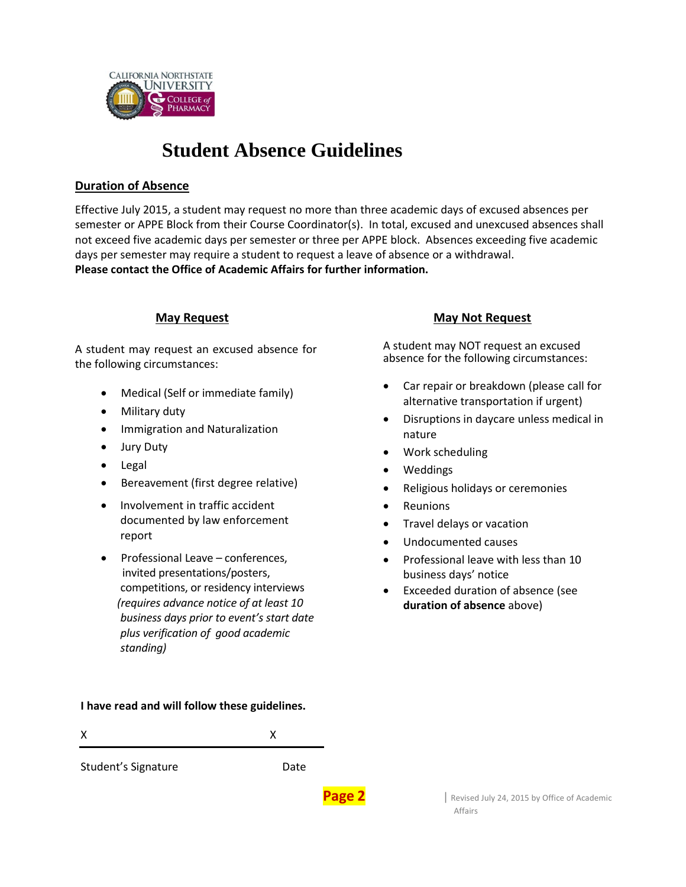# Student Absence Guidelines

## Duration of Absence

Effective July 2015, a student may request no more than three academic days of excused absences per semester or APPE Block from their Course Coordinator(s). In total, excused and unexcused absences shall not exceed five academic days per semester or three per APPE block. Absences exceeding five academic days per semester may require a student to request a leave of absence or a withdrawal.
**Please contact the Office of Academic Affairs for further information.**

## May Request

A student may request an excused absence for the following circumstances:

- Medical (Self or immediate family)
- Military duty
- Immigration and Naturalization
- Jury Duty
- Legal
- Bereavement (first degree relative)
- Involvement in traffic accident documented by law enforcement report
- Professional Leave – conferences, invited presentations/posters, competitions, or residency interviews *(requires advance notice of at least 10 business days prior to event's start date plus verification of good academic standing)*

## May Not Request

A student may NOT request an excused absence for the following circumstances:

- Car repair or breakdown (please call for alternative transportation if urgent)
- Disruptions in daycare unless medical in nature
- Work scheduling
- Weddings
- Religious holidays or ceremonies
- Reunions
- Travel delays or vacation
- Undocumented causes
- Professional leave with less than 10 business days' notice
- Exceeded duration of absence (see **duration of absence** above)

**I have read and will follow these guidelines.**

X ______________________ X ______________

Student's Signature Date

Revised July 24, 2015 by Office of Academic Affairs